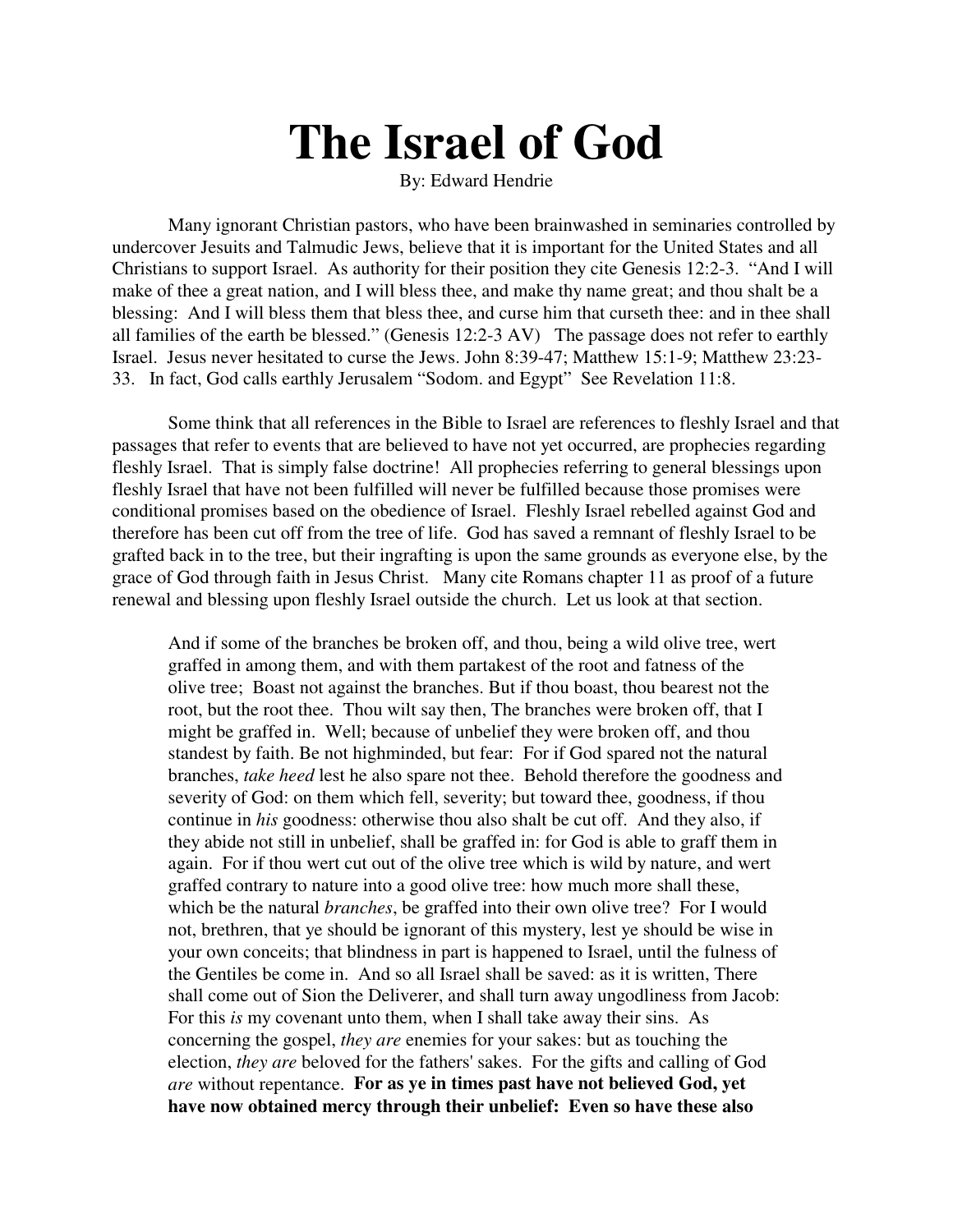# The Israel of God

By: Edward Hendrie

Many ignorant Christian pastors, who have been brainwashed in seminaries controlled by undercover Jesuits and Talmudic Jews, believe that it is important for the United States and all Christians to support Israel. As authority for their position they cite Genesis 12:2-3. "And I will make of thee a great nation, and I will bless thee, and make thy name great; and thou shalt be a blessing: And I will bless them that bless thee, and curse him that curseth thee: and in thee shall all families of the earth be blessed." (Genesis 12:2-3 AV) The passage does not refer to earthly Israel. Jesus never hesitated to curse the Jews. John 8:39-47; Matthew 15:1-9; Matthew 23:23-33. In fact, God calls earthly Jerusalem "Sodom. and Egypt" See Revelation 11:8.

Some think that all references in the Bible to Israel are references to fleshly Israel and that passages that refer to events that are believed to have not yet occurred, are prophecies regarding fleshly Israel. That is simply false doctrine! All prophecies referring to general blessings upon fleshly Israel that have not been fulfilled will never be fulfilled because those promises were conditional promises based on the obedience of Israel. Fleshly Israel rebelled against God and therefore has been cut off from the tree of life. God has saved a remnant of fleshly Israel to be grafted back in to the tree, but their ingrafting is upon the same grounds as everyone else, by the grace of God through faith in Jesus Christ. Many cite Romans chapter 11 as proof of a future renewal and blessing upon fleshly Israel outside the church. Let us look at that section.

> And if some of the branches be broken off, and thou, being a wild olive tree, wert graffed in among them, and with them partakest of the root and fatness of the olive tree; Boast not against the branches. But if thou boast, thou bearest not the root, but the root thee. Thou wilt say then, The branches were broken off, that I might be graffed in. Well; because of unbelief they were broken off, and thou standest by faith. Be not highminded, but fear: For if God spared not the natural branches, *take heed* lest he also spare not thee. Behold therefore the goodness and severity of God: on them which fell, severity; but toward thee, goodness, if thou continue in *his* goodness: otherwise thou also shalt be cut off. And they also, if they abide not still in unbelief, shall be graffed in: for God is able to graff them in again. For if thou wert cut out of the olive tree which is wild by nature, and wert graffed contrary to nature into a good olive tree: how much more shall these, which be the natural *branches*, be graffed into their own olive tree? For I would not, brethren, that ye should be ignorant of this mystery, lest ye should be wise in your own conceits; that blindness in part is happened to Israel, until the fulness of the Gentiles be come in. And so all Israel shall be saved: as it is written, There shall come out of Sion the Deliverer, and shall turn away ungodliness from Jacob: For this *is* my covenant unto them, when I shall take away their sins. As concerning the gospel, *they are* enemies for your sakes: but as touching the election, *they are* beloved for the fathers' sakes. For the gifts and calling of God *are* without repentance. **For as ye in times past have not believed God, yet have now obtained mercy through their unbelief: Even so have these also**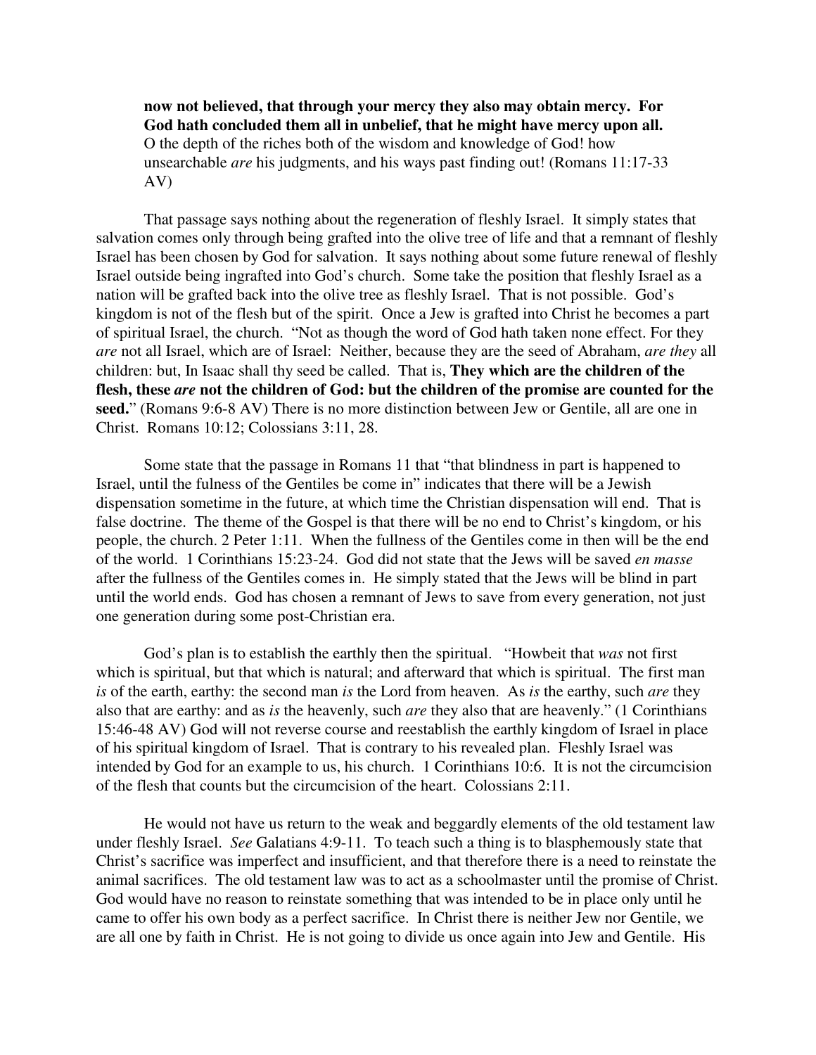> **now not believed, that through your mercy they also may obtain mercy. For God hath concluded them all in unbelief, that he might have mercy upon all.** O the depth of the riches both of the wisdom and knowledge of God! how unsearchable *are* his judgments, and his ways past finding out! (Romans 11:17-33 AV)

That passage says nothing about the regeneration of fleshly Israel. It simply states that salvation comes only through being grafted into the olive tree of life and that a remnant of fleshly Israel has been chosen by God for salvation. It says nothing about some future renewal of fleshly Israel outside being ingrafted into God's church. Some take the position that fleshly Israel as a nation will be grafted back into the olive tree as fleshly Israel. That is not possible. God's kingdom is not of the flesh but of the spirit. Once a Jew is grafted into Christ he becomes a part of spiritual Israel, the church. "Not as though the word of God hath taken none effect. For they *are* not all Israel, which are of Israel: Neither, because they are the seed of Abraham, *are they* all children: but, In Isaac shall thy seed be called. That is, **They which are the children of the flesh, these *are* not the children of God: but the children of the promise are counted for the seed.**" (Romans 9:6-8 AV) There is no more distinction between Jew or Gentile, all are one in Christ. Romans 10:12; Colossians 3:11, 28.

Some state that the passage in Romans 11 that "that blindness in part is happened to Israel, until the fulness of the Gentiles be come in" indicates that there will be a Jewish dispensation sometime in the future, at which time the Christian dispensation will end. That is false doctrine. The theme of the Gospel is that there will be no end to Christ's kingdom, or his people, the church. 2 Peter 1:11. When the fullness of the Gentiles come in then will be the end of the world. 1 Corinthians 15:23-24. God did not state that the Jews will be saved *en masse* after the fullness of the Gentiles comes in. He simply stated that the Jews will be blind in part until the world ends. God has chosen a remnant of Jews to save from every generation, not just one generation during some post-Christian era.

God's plan is to establish the earthly then the spiritual. "Howbeit that *was* not first which is spiritual, but that which is natural; and afterward that which is spiritual. The first man *is* of the earth, earthy: the second man *is* the Lord from heaven. As *is* the earthy, such *are* they also that are earthy: and as *is* the heavenly, such *are* they also that are heavenly." (1 Corinthians 15:46-48 AV) God will not reverse course and reestablish the earthly kingdom of Israel in place of his spiritual kingdom of Israel. That is contrary to his revealed plan. Fleshly Israel was intended by God for an example to us, his church. 1 Corinthians 10:6. It is not the circumcision of the flesh that counts but the circumcision of the heart. Colossians 2:11.

He would not have us return to the weak and beggardly elements of the old testament law under fleshly Israel. *See* Galatians 4:9-11. To teach such a thing is to blasphemously state that Christ's sacrifice was imperfect and insufficient, and that therefore there is a need to reinstate the animal sacrifices. The old testament law was to act as a schoolmaster until the promise of Christ. God would have no reason to reinstate something that was intended to be in place only until he came to offer his own body as a perfect sacrifice. In Christ there is neither Jew nor Gentile, we are all one by faith in Christ. He is not going to divide us once again into Jew and Gentile. His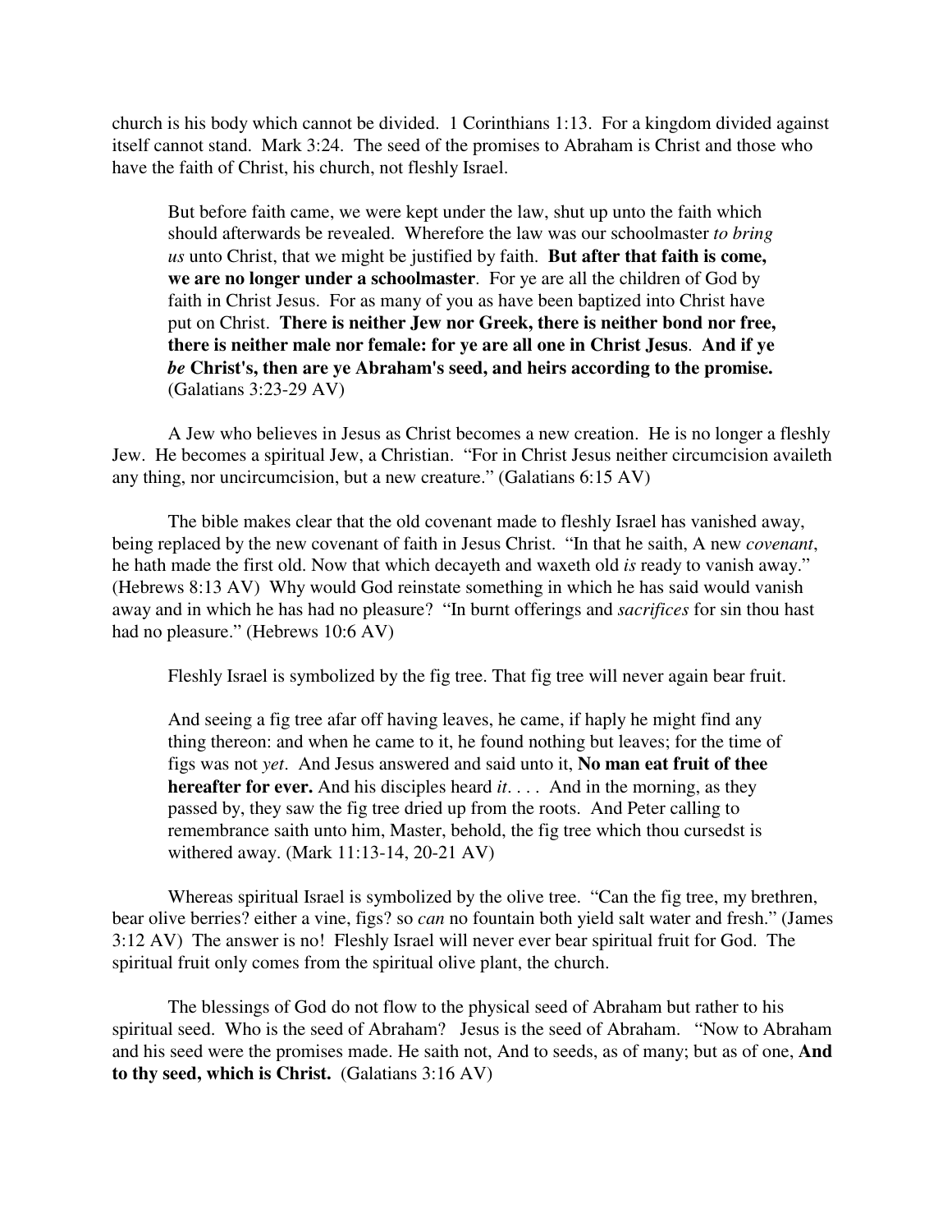church is his body which cannot be divided. 1 Corinthians 1:13. For a kingdom divided against itself cannot stand. Mark 3:24. The seed of the promises to Abraham is Christ and those who have the faith of Christ, his church, not fleshly Israel.

> But before faith came, we were kept under the law, shut up unto the faith which should afterwards be revealed. Wherefore the law was our schoolmaster *to bring us* unto Christ, that we might be justified by faith. **But after that faith is come, we are no longer under a schoolmaster**. For ye are all the children of God by faith in Christ Jesus. For as many of you as have been baptized into Christ have put on Christ. **There is neither Jew nor Greek, there is neither bond nor free, there is neither male nor female: for ye are all one in Christ Jesus**. **And if ye *be* Christ's, then are ye Abraham's seed, and heirs according to the promise.** (Galatians 3:23-29 AV)

A Jew who believes in Jesus as Christ becomes a new creation. He is no longer a fleshly Jew. He becomes a spiritual Jew, a Christian. "For in Christ Jesus neither circumcision availeth any thing, nor uncircumcision, but a new creature." (Galatians 6:15 AV)

The bible makes clear that the old covenant made to fleshly Israel has vanished away, being replaced by the new covenant of faith in Jesus Christ. "In that he saith, A new *covenant*, he hath made the first old. Now that which decayeth and waxeth old *is* ready to vanish away." (Hebrews 8:13 AV) Why would God reinstate something in which he has said would vanish away and in which he has had no pleasure? "In burnt offerings and *sacrifices* for sin thou hast had no pleasure." (Hebrews 10:6 AV)

Fleshly Israel is symbolized by the fig tree. That fig tree will never again bear fruit.

> And seeing a fig tree afar off having leaves, he came, if haply he might find any thing thereon: and when he came to it, he found nothing but leaves; for the time of figs was not *yet*. And Jesus answered and said unto it, **No man eat fruit of thee hereafter for ever.** And his disciples heard *it*. . . . And in the morning, as they passed by, they saw the fig tree dried up from the roots. And Peter calling to remembrance saith unto him, Master, behold, the fig tree which thou cursedst is withered away. (Mark 11:13-14, 20-21 AV)

Whereas spiritual Israel is symbolized by the olive tree. "Can the fig tree, my brethren, bear olive berries? either a vine, figs? so *can* no fountain both yield salt water and fresh." (James 3:12 AV) The answer is no! Fleshly Israel will never ever bear spiritual fruit for God. The spiritual fruit only comes from the spiritual olive plant, the church.

The blessings of God do not flow to the physical seed of Abraham but rather to his spiritual seed. Who is the seed of Abraham? Jesus is the seed of Abraham. "Now to Abraham and his seed were the promises made. He saith not, And to seeds, as of many; but as of one, **And to thy seed, which is Christ.** (Galatians 3:16 AV)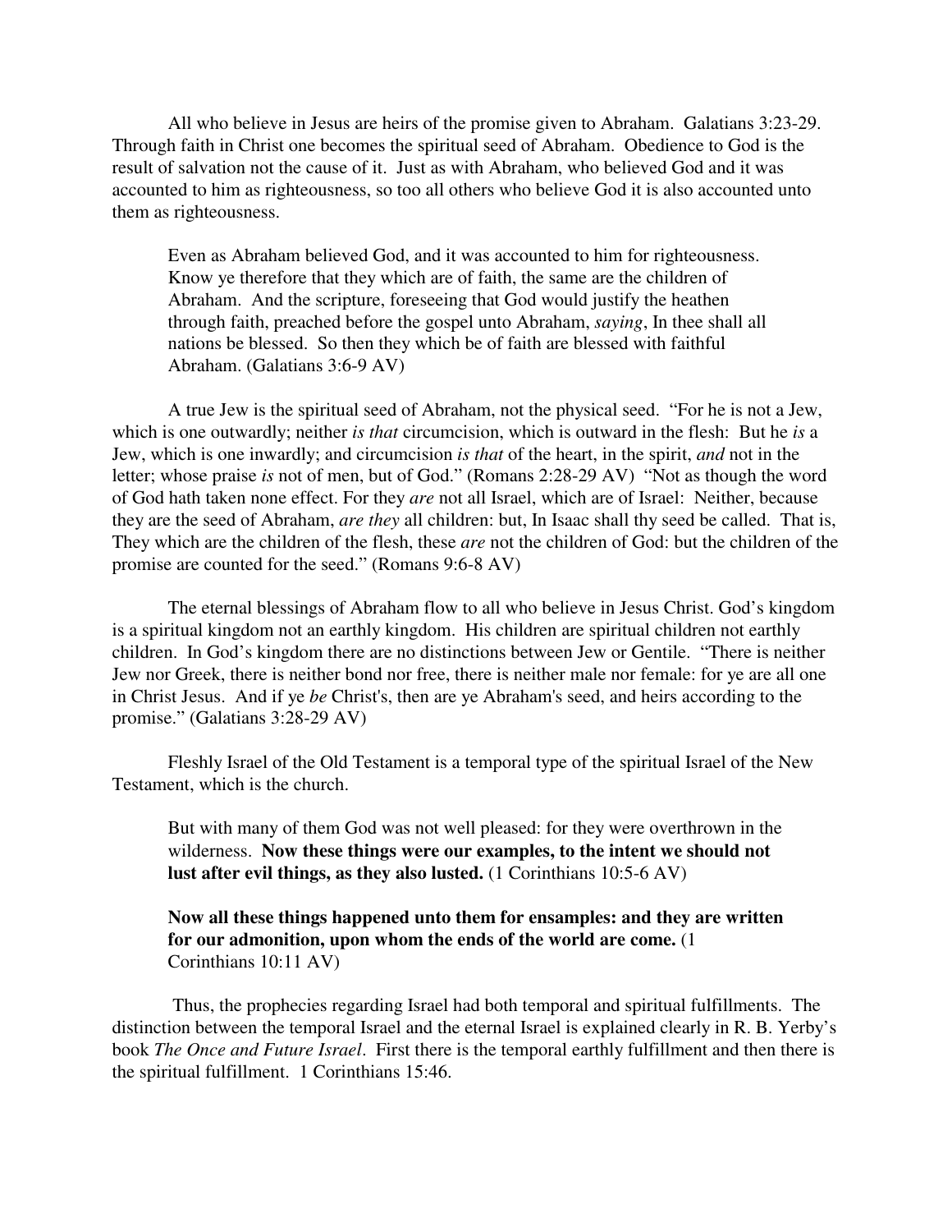All who believe in Jesus are heirs of the promise given to Abraham. Galatians 3:23-29. Through faith in Christ one becomes the spiritual seed of Abraham. Obedience to God is the result of salvation not the cause of it. Just as with Abraham, who believed God and it was accounted to him as righteousness, so too all others who believe God it is also accounted unto them as righteousness.

> Even as Abraham believed God, and it was accounted to him for righteousness. Know ye therefore that they which are of faith, the same are the children of Abraham. And the scripture, foreseeing that God would justify the heathen through faith, preached before the gospel unto Abraham, *saying*, In thee shall all nations be blessed. So then they which be of faith are blessed with faithful Abraham. (Galatians 3:6-9 AV)

A true Jew is the spiritual seed of Abraham, not the physical seed. "For he is not a Jew, which is one outwardly; neither *is that* circumcision, which is outward in the flesh: But he *is* a Jew, which is one inwardly; and circumcision *is that* of the heart, in the spirit, *and* not in the letter; whose praise *is* not of men, but of God." (Romans 2:28-29 AV) "Not as though the word of God hath taken none effect. For they *are* not all Israel, which are of Israel: Neither, because they are the seed of Abraham, *are they* all children: but, In Isaac shall thy seed be called. That is, They which are the children of the flesh, these *are* not the children of God: but the children of the promise are counted for the seed." (Romans 9:6-8 AV)

The eternal blessings of Abraham flow to all who believe in Jesus Christ. God's kingdom is a spiritual kingdom not an earthly kingdom. His children are spiritual children not earthly children. In God's kingdom there are no distinctions between Jew or Gentile. "There is neither Jew nor Greek, there is neither bond nor free, there is neither male nor female: for ye are all one in Christ Jesus. And if ye *be* Christ's, then are ye Abraham's seed, and heirs according to the promise." (Galatians 3:28-29 AV)

Fleshly Israel of the Old Testament is a temporal type of the spiritual Israel of the New Testament, which is the church.

> But with many of them God was not well pleased: for they were overthrown in the wilderness. **Now these things were our examples, to the intent we should not lust after evil things, as they also lusted.** (1 Corinthians 10:5-6 AV)
>
> **Now all these things happened unto them for ensamples: and they are written for our admonition, upon whom the ends of the world are come.** (1 Corinthians 10:11 AV)

Thus, the prophecies regarding Israel had both temporal and spiritual fulfillments. The distinction between the temporal Israel and the eternal Israel is explained clearly in R. B. Yerby's book *The Once and Future Israel*. First there is the temporal earthly fulfillment and then there is the spiritual fulfillment. 1 Corinthians 15:46.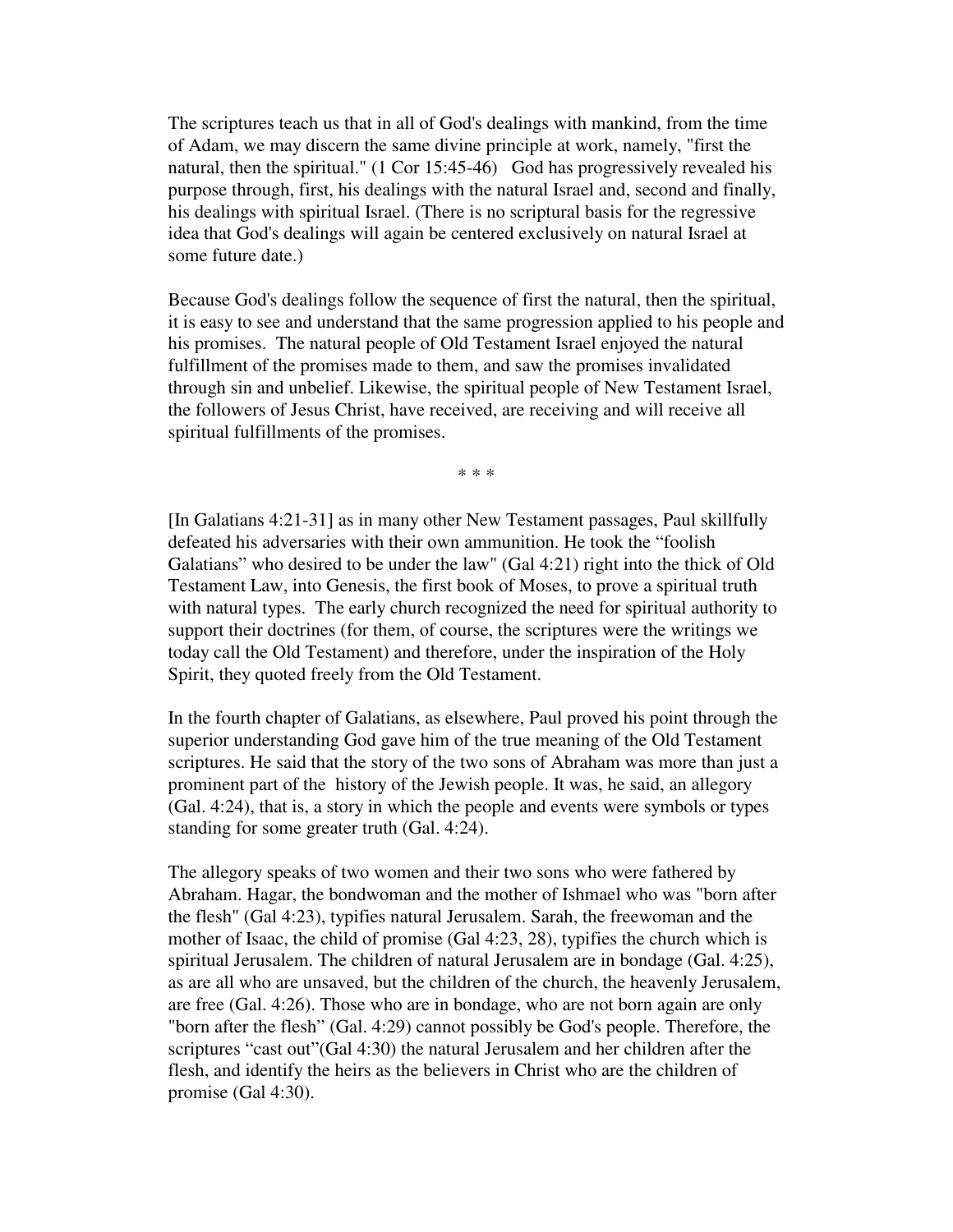The scriptures teach us that in all of God's dealings with mankind, from the time of Adam, we may discern the same divine principle at work, namely, "first the natural, then the spiritual." (1 Cor 15:45-46) God has progressively revealed his purpose through, first, his dealings with the natural Israel and, second and finally, his dealings with spiritual Israel. (There is no scriptural basis for the regressive idea that God's dealings will again be centered exclusively on natural Israel at some future date.)

Because God's dealings follow the sequence of first the natural, then the spiritual, it is easy to see and understand that the same progression applied to his people and his promises. The natural people of Old Testament Israel enjoyed the natural fulfillment of the promises made to them, and saw the promises invalidated through sin and unbelief. Likewise, the spiritual people of New Testament Israel, the followers of Jesus Christ, have received, are receiving and will receive all spiritual fulfillments of the promises.

* * *

[In Galatians 4:21-31] as in many other New Testament passages, Paul skillfully defeated his adversaries with their own ammunition. He took the "foolish Galatians" who desired to be under the law" (Gal 4:21) right into the thick of Old Testament Law, into Genesis, the first book of Moses, to prove a spiritual truth with natural types. The early church recognized the need for spiritual authority to support their doctrines (for them, of course, the scriptures were the writings we today call the Old Testament) and therefore, under the inspiration of the Holy Spirit, they quoted freely from the Old Testament.

In the fourth chapter of Galatians, as elsewhere, Paul proved his point through the superior understanding God gave him of the true meaning of the Old Testament scriptures. He said that the story of the two sons of Abraham was more than just a prominent part of the history of the Jewish people. It was, he said, an allegory (Gal. 4:24), that is, a story in which the people and events were symbols or types standing for some greater truth (Gal. 4:24).

The allegory speaks of two women and their two sons who were fathered by Abraham. Hagar, the bondwoman and the mother of Ishmael who was "born after the flesh" (Gal 4:23), typifies natural Jerusalem. Sarah, the freewoman and the mother of Isaac, the child of promise (Gal 4:23, 28), typifies the church which is spiritual Jerusalem. The children of natural Jerusalem are in bondage (Gal. 4:25), as are all who are unsaved, but the children of the church, the heavenly Jerusalem, are free (Gal. 4:26). Those who are in bondage, who are not born again are only "born after the flesh" (Gal. 4:29) cannot possibly be God's people. Therefore, the scriptures "cast out"(Gal 4:30) the natural Jerusalem and her children after the flesh, and identify the heirs as the believers in Christ who are the children of promise (Gal 4:30).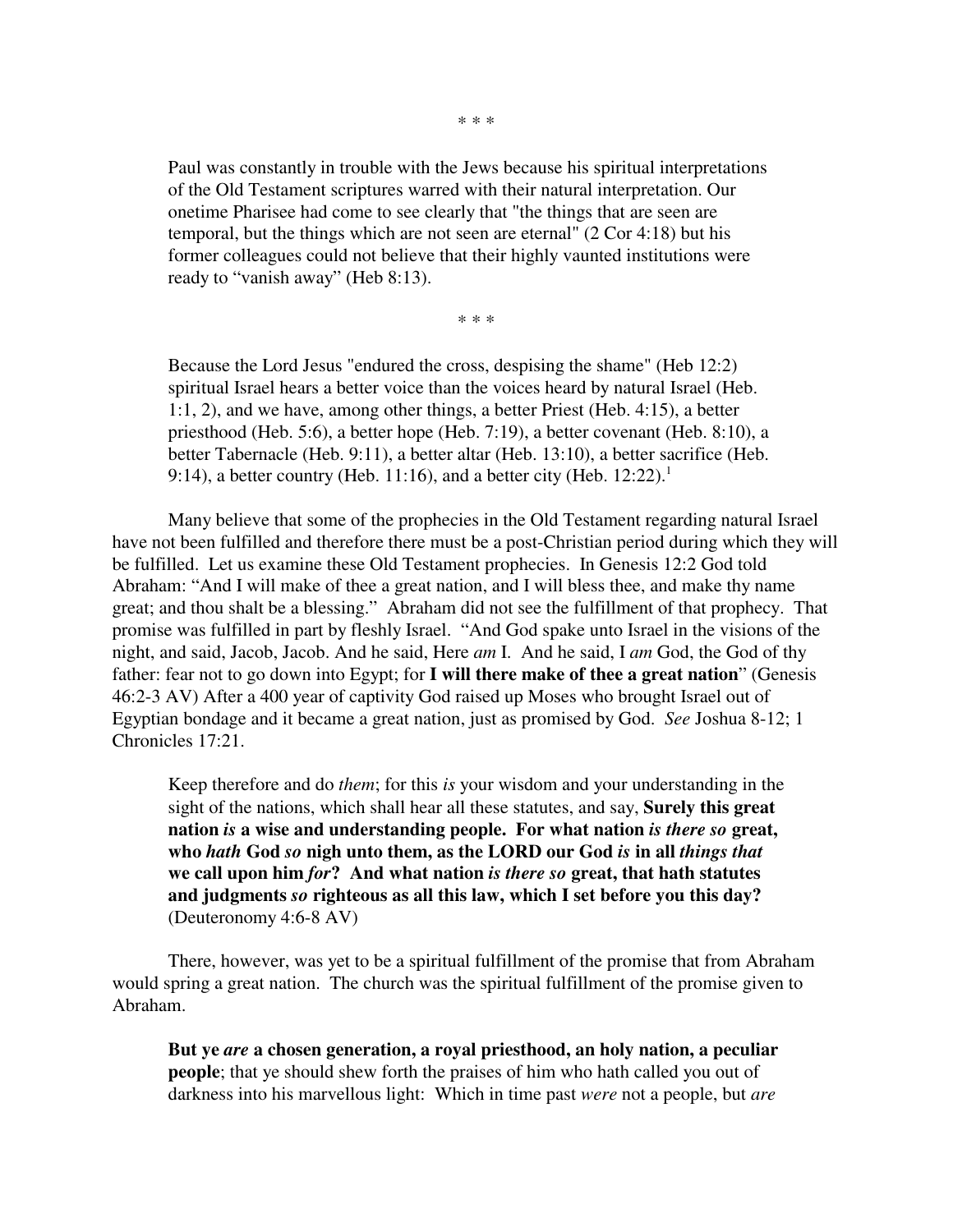\* \* \*

> Paul was constantly in trouble with the Jews because his spiritual interpretations of the Old Testament scriptures warred with their natural interpretation. Our onetime Pharisee had come to see clearly that "the things that are seen are temporal, but the things which are not seen are eternal" (2 Cor 4:18) but his former colleagues could not believe that their highly vaunted institutions were ready to "vanish away" (Heb 8:13).

\* \* \*

> Because the Lord Jesus "endured the cross, despising the shame" (Heb 12:2) spiritual Israel hears a better voice than the voices heard by natural Israel (Heb. 1:1, 2), and we have, among other things, a better Priest (Heb. 4:15), a better priesthood (Heb. 5:6), a better hope (Heb. 7:19), a better covenant (Heb. 8:10), a better Tabernacle (Heb. 9:11), a better altar (Heb. 13:10), a better sacrifice (Heb. 9:14), a better country (Heb. 11:16), and a better city (Heb. 12:22).[1]

Many believe that some of the prophecies in the Old Testament regarding natural Israel have not been fulfilled and therefore there must be a post-Christian period during which they will be fulfilled. Let us examine these Old Testament prophecies. In Genesis 12:2 God told Abraham: "And I will make of thee a great nation, and I will bless thee, and make thy name great; and thou shalt be a blessing." Abraham did not see the fulfillment of that prophecy. That promise was fulfilled in part by fleshly Israel. "And God spake unto Israel in the visions of the night, and said, Jacob, Jacob. And he said, Here *am* I. And he said, I *am* God, the God of thy father: fear not to go down into Egypt; for **I will there make of thee a great nation**" (Genesis 46:2-3 AV) After a 400 year of captivity God raised up Moses who brought Israel out of Egyptian bondage and it became a great nation, just as promised by God. *See* Joshua 8-12; 1 Chronicles 17:21.

> Keep therefore and do *them*; for this *is* your wisdom and your understanding in the sight of the nations, which shall hear all these statutes, and say, **Surely this great nation *is* a wise and understanding people. For what nation *is there so* great, who *hath* God *so* nigh unto them, as the LORD our God *is* in all *things that* we call upon him *for*? And what nation *is there so* great, that hath statutes and judgments *so* righteous as all this law, which I set before you this day?** (Deuteronomy 4:6-8 AV)

There, however, was yet to be a spiritual fulfillment of the promise that from Abraham would spring a great nation. The church was the spiritual fulfillment of the promise given to Abraham.

> **But ye *are* a chosen generation, a royal priesthood, an holy nation, a peculiar people**; that ye should shew forth the praises of him who hath called you out of darkness into his marvellous light: Which in time past *were* not a people, but *are*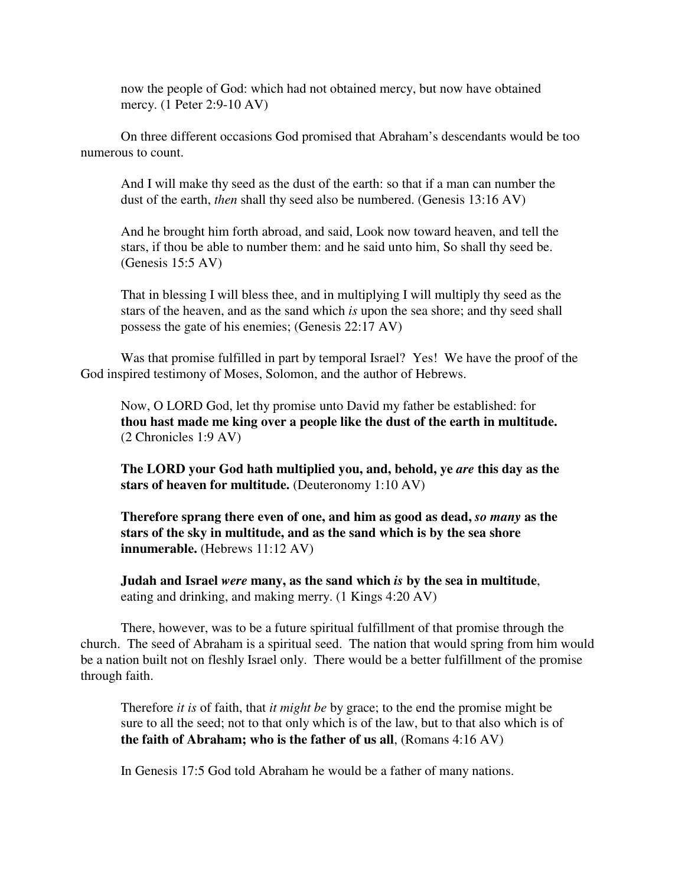now the people of God: which had not obtained mercy, but now have obtained mercy. (1 Peter 2:9-10 AV)

On three different occasions God promised that Abraham's descendants would be too numerous to count.

> And I will make thy seed as the dust of the earth: so that if a man can number the dust of the earth, *then* shall thy seed also be numbered. (Genesis 13:16 AV)

> And he brought him forth abroad, and said, Look now toward heaven, and tell the stars, if thou be able to number them: and he said unto him, So shall thy seed be. (Genesis 15:5 AV)

> That in blessing I will bless thee, and in multiplying I will multiply thy seed as the stars of the heaven, and as the sand which *is* upon the sea shore; and thy seed shall possess the gate of his enemies; (Genesis 22:17 AV)

Was that promise fulfilled in part by temporal Israel? Yes! We have the proof of the God inspired testimony of Moses, Solomon, and the author of Hebrews.

> Now, O LORD God, let thy promise unto David my father be established: for **thou hast made me king over a people like the dust of the earth in multitude.** (2 Chronicles 1:9 AV)

> **The LORD your God hath multiplied you, and, behold, ye *are* this day as the stars of heaven for multitude.** (Deuteronomy 1:10 AV)

> **Therefore sprang there even of one, and him as good as dead, *so many* as the stars of the sky in multitude, and as the sand which is by the sea shore innumerable.** (Hebrews 11:12 AV)

> **Judah and Israel *were* many, as the sand which *is* by the sea in multitude**, eating and drinking, and making merry. (1 Kings 4:20 AV)

There, however, was to be a future spiritual fulfillment of that promise through the church. The seed of Abraham is a spiritual seed. The nation that would spring from him would be a nation built not on fleshly Israel only. There would be a better fulfillment of the promise through faith.

> Therefore *it is* of faith, that *it might be* by grace; to the end the promise might be sure to all the seed; not to that only which is of the law, but to that also which is of **the faith of Abraham; who is the father of us all**, (Romans 4:16 AV)

In Genesis 17:5 God told Abraham he would be a father of many nations.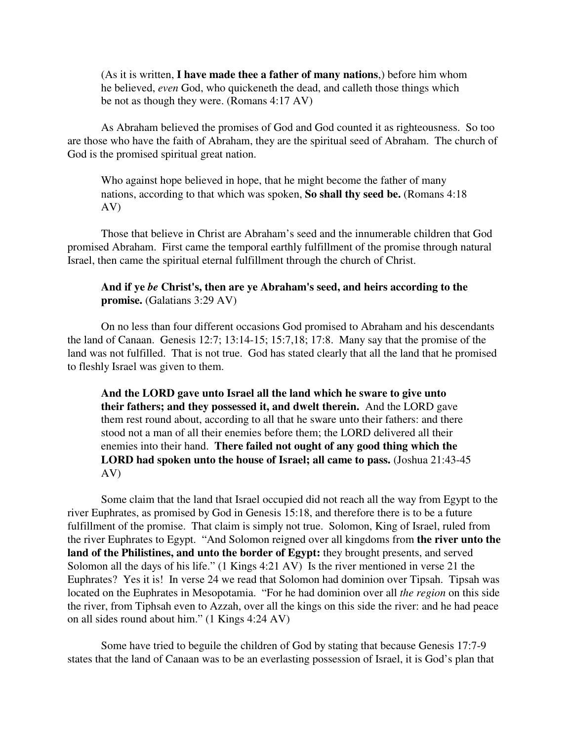> (As it is written, **I have made thee a father of many nations**,) before him whom he believed, *even* God, who quickeneth the dead, and calleth those things which be not as though they were. (Romans 4:17 AV)

As Abraham believed the promises of God and God counted it as righteousness. So too are those who have the faith of Abraham, they are the spiritual seed of Abraham. The church of God is the promised spiritual great nation.

> Who against hope believed in hope, that he might become the father of many nations, according to that which was spoken, **So shall thy seed be.** (Romans 4:18 AV)

Those that believe in Christ are Abraham's seed and the innumerable children that God promised Abraham. First came the temporal earthly fulfillment of the promise through natural Israel, then came the spiritual eternal fulfillment through the church of Christ.

> **And if ye *be* Christ's, then are ye Abraham's seed, and heirs according to the promise.** (Galatians 3:29 AV)

On no less than four different occasions God promised to Abraham and his descendants the land of Canaan. Genesis 12:7; 13:14-15; 15:7,18; 17:8. Many say that the promise of the land was not fulfilled. That is not true. God has stated clearly that all the land that he promised to fleshly Israel was given to them.

> **And the LORD gave unto Israel all the land which he sware to give unto their fathers; and they possessed it, and dwelt therein.** And the LORD gave them rest round about, according to all that he sware unto their fathers: and there stood not a man of all their enemies before them; the LORD delivered all their enemies into their hand. **There failed not ought of any good thing which the LORD had spoken unto the house of Israel; all came to pass.** (Joshua 21:43-45 AV)

Some claim that the land that Israel occupied did not reach all the way from Egypt to the river Euphrates, as promised by God in Genesis 15:18, and therefore there is to be a future fulfillment of the promise. That claim is simply not true. Solomon, King of Israel, ruled from the river Euphrates to Egypt. "And Solomon reigned over all kingdoms from **the river unto the land of the Philistines, and unto the border of Egypt:** they brought presents, and served Solomon all the days of his life." (1 Kings 4:21 AV) Is the river mentioned in verse 21 the Euphrates? Yes it is! In verse 24 we read that Solomon had dominion over Tipsah. Tipsah was located on the Euphrates in Mesopotamia. "For he had dominion over all *the region* on this side the river, from Tiphsah even to Azzah, over all the kings on this side the river: and he had peace on all sides round about him." (1 Kings 4:24 AV)

Some have tried to beguile the children of God by stating that because Genesis 17:7-9 states that the land of Canaan was to be an everlasting possession of Israel, it is God's plan that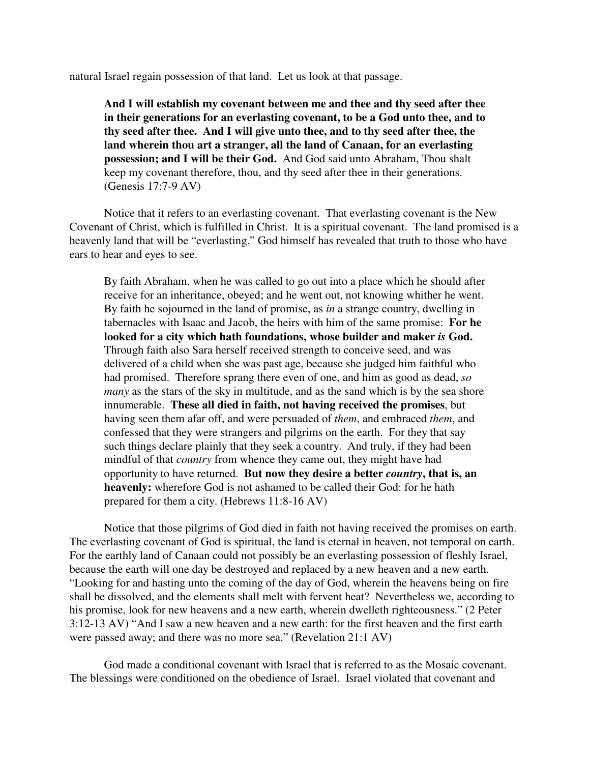natural Israel regain possession of that land. Let us look at that passage.

> **And I will establish my covenant between me and thee and thy seed after thee in their generations for an everlasting covenant, to be a God unto thee, and to thy seed after thee. And I will give unto thee, and to thy seed after thee, the land wherein thou art a stranger, all the land of Canaan, for an everlasting possession; and I will be their God.** And God said unto Abraham, Thou shalt keep my covenant therefore, thou, and thy seed after thee in their generations. (Genesis 17:7-9 AV)

Notice that it refers to an everlasting covenant. That everlasting covenant is the New Covenant of Christ, which is fulfilled in Christ. It is a spiritual covenant. The land promised is a heavenly land that will be "everlasting." God himself has revealed that truth to those who have ears to hear and eyes to see.

> By faith Abraham, when he was called to go out into a place which he should after receive for an inheritance, obeyed; and he went out, not knowing whither he went. By faith he sojourned in the land of promise, as *in* a strange country, dwelling in tabernacles with Isaac and Jacob, the heirs with him of the same promise: **For he looked for a city which hath foundations, whose builder and maker *is* God.** Through faith also Sara herself received strength to conceive seed, and was delivered of a child when she was past age, because she judged him faithful who had promised. Therefore sprang there even of one, and him as good as dead, *so many* as the stars of the sky in multitude, and as the sand which is by the sea shore innumerable. **These all died in faith, not having received the promises**, but having seen them afar off, and were persuaded of *them*, and embraced *them*, and confessed that they were strangers and pilgrims on the earth. For they that say such things declare plainly that they seek a country. And truly, if they had been mindful of that *country* from whence they came out, they might have had opportunity to have returned. **But now they desire a better *country*, that is, an heavenly:** wherefore God is not ashamed to be called their God: for he hath prepared for them a city. (Hebrews 11:8-16 AV)

Notice that those pilgrims of God died in faith not having received the promises on earth. The everlasting covenant of God is spiritual, the land is eternal in heaven, not temporal on earth. For the earthly land of Canaan could not possibly be an everlasting possession of fleshly Israel, because the earth will one day be destroyed and replaced by a new heaven and a new earth. "Looking for and hasting unto the coming of the day of God, wherein the heavens being on fire shall be dissolved, and the elements shall melt with fervent heat? Nevertheless we, according to his promise, look for new heavens and a new earth, wherein dwelleth righteousness." (2 Peter 3:12-13 AV) "And I saw a new heaven and a new earth: for the first heaven and the first earth were passed away; and there was no more sea." (Revelation 21:1 AV)

God made a conditional covenant with Israel that is referred to as the Mosaic covenant. The blessings were conditioned on the obedience of Israel. Israel violated that covenant and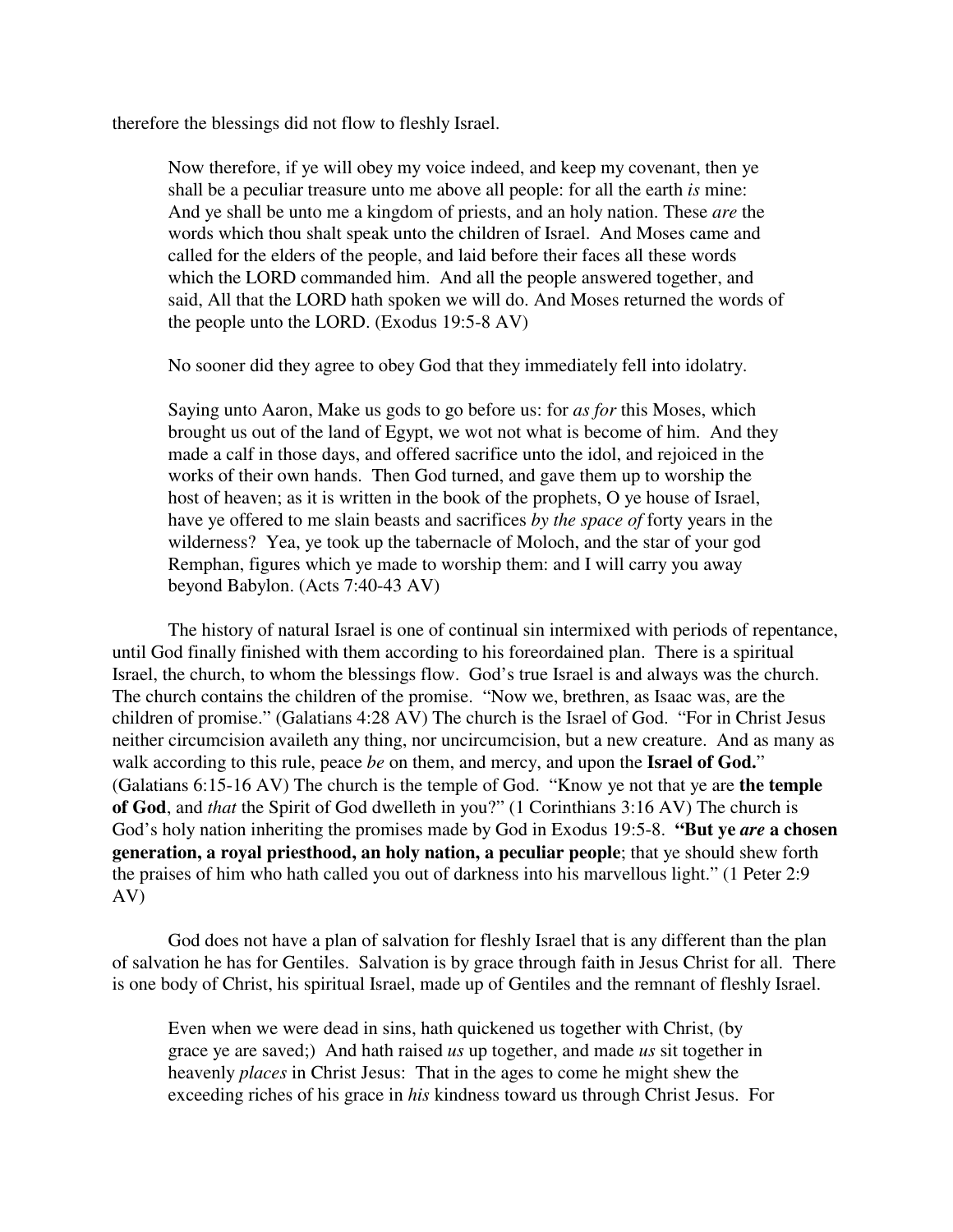therefore the blessings did not flow to fleshly Israel.

> Now therefore, if ye will obey my voice indeed, and keep my covenant, then ye shall be a peculiar treasure unto me above all people: for all the earth *is* mine: And ye shall be unto me a kingdom of priests, and an holy nation. These *are* the words which thou shalt speak unto the children of Israel. And Moses came and called for the elders of the people, and laid before their faces all these words which the LORD commanded him. And all the people answered together, and said, All that the LORD hath spoken we will do. And Moses returned the words of the people unto the LORD. (Exodus 19:5-8 AV)
>
> No sooner did they agree to obey God that they immediately fell into idolatry.
>
> Saying unto Aaron, Make us gods to go before us: for *as for* this Moses, which brought us out of the land of Egypt, we wot not what is become of him. And they made a calf in those days, and offered sacrifice unto the idol, and rejoiced in the works of their own hands. Then God turned, and gave them up to worship the host of heaven; as it is written in the book of the prophets, O ye house of Israel, have ye offered to me slain beasts and sacrifices *by the space of* forty years in the wilderness? Yea, ye took up the tabernacle of Moloch, and the star of your god Remphan, figures which ye made to worship them: and I will carry you away beyond Babylon. (Acts 7:40-43 AV)

The history of natural Israel is one of continual sin intermixed with periods of repentance, until God finally finished with them according to his foreordained plan. There is a spiritual Israel, the church, to whom the blessings flow. God's true Israel is and always was the church. The church contains the children of the promise. "Now we, brethren, as Isaac was, are the children of promise." (Galatians 4:28 AV) The church is the Israel of God. "For in Christ Jesus neither circumcision availeth any thing, nor uncircumcision, but a new creature. And as many as walk according to this rule, peace *be* on them, and mercy, and upon the **Israel of God.**" (Galatians 6:15-16 AV) The church is the temple of God. "Know ye not that ye are **the temple of God**, and *that* the Spirit of God dwelleth in you?" (1 Corinthians 3:16 AV) The church is God's holy nation inheriting the promises made by God in Exodus 19:5-8. **"But ye *are* a chosen generation, a royal priesthood, an holy nation, a peculiar people**; that ye should shew forth the praises of him who hath called you out of darkness into his marvellous light." (1 Peter 2:9 AV)

God does not have a plan of salvation for fleshly Israel that is any different than the plan of salvation he has for Gentiles. Salvation is by grace through faith in Jesus Christ for all. There is one body of Christ, his spiritual Israel, made up of Gentiles and the remnant of fleshly Israel.

> Even when we were dead in sins, hath quickened us together with Christ, (by grace ye are saved;) And hath raised *us* up together, and made *us* sit together in heavenly *places* in Christ Jesus: That in the ages to come he might shew the exceeding riches of his grace in *his* kindness toward us through Christ Jesus. For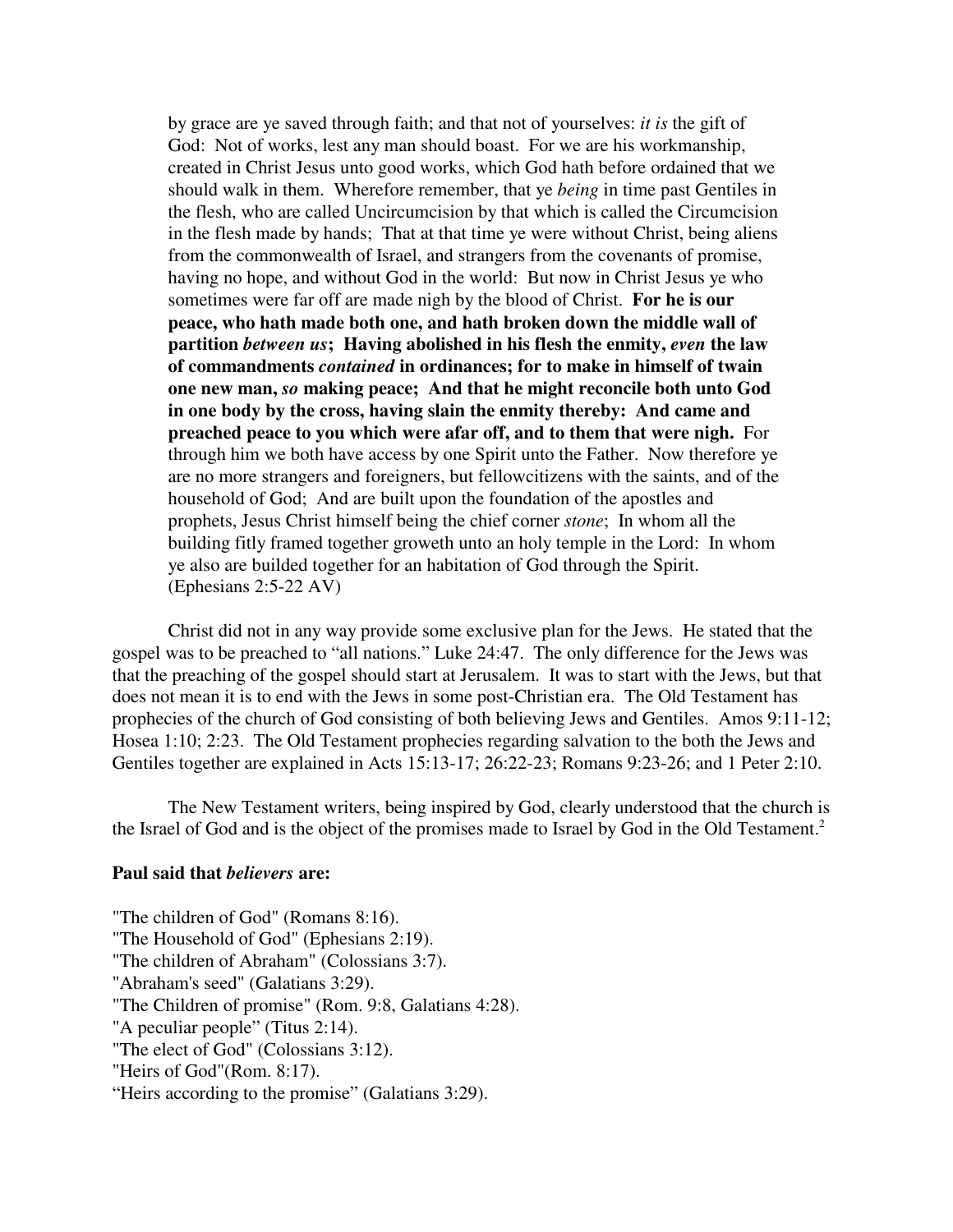> by grace are ye saved through faith; and that not of yourselves: *it is* the gift of God: Not of works, lest any man should boast. For we are his workmanship, created in Christ Jesus unto good works, which God hath before ordained that we should walk in them. Wherefore remember, that ye *being* in time past Gentiles in the flesh, who are called Uncircumcision by that which is called the Circumcision in the flesh made by hands; That at that time ye were without Christ, being aliens from the commonwealth of Israel, and strangers from the covenants of promise, having no hope, and without God in the world: But now in Christ Jesus ye who sometimes were far off are made nigh by the blood of Christ. **For he is our peace, who hath made both one, and hath broken down the middle wall of partition *between us*; Having abolished in his flesh the enmity, *even* the law of commandments *contained* in ordinances; for to make in himself of twain one new man, *so* making peace; And that he might reconcile both unto God in one body by the cross, having slain the enmity thereby: And came and preached peace to you which were afar off, and to them that were nigh.** For through him we both have access by one Spirit unto the Father. Now therefore ye are no more strangers and foreigners, but fellowcitizens with the saints, and of the household of God; And are built upon the foundation of the apostles and prophets, Jesus Christ himself being the chief corner *stone*; In whom all the building fitly framed together groweth unto an holy temple in the Lord: In whom ye also are builded together for an habitation of God through the Spirit. (Ephesians 2:5-22 AV)

Christ did not in any way provide some exclusive plan for the Jews. He stated that the gospel was to be preached to "all nations." Luke 24:47. The only difference for the Jews was that the preaching of the gospel should start at Jerusalem. It was to start with the Jews, but that does not mean it is to end with the Jews in some post-Christian era. The Old Testament has prophecies of the church of God consisting of both believing Jews and Gentiles. Amos 9:11-12; Hosea 1:10; 2:23. The Old Testament prophecies regarding salvation to the both the Jews and Gentiles together are explained in Acts 15:13-17; 26:22-23; Romans 9:23-26; and 1 Peter 2:10.

The New Testament writers, being inspired by God, clearly understood that the church is the Israel of God and is the object of the promises made to Israel by God in the Old Testament.[2]

**Paul said that *believers* are:**

"The children of God" (Romans 8:16).
"The Household of God" (Ephesians 2:19).
"The children of Abraham" (Colossians 3:7).
"Abraham's seed" (Galatians 3:29).
"The Children of promise" (Rom. 9:8, Galatians 4:28).
"A peculiar people" (Titus 2:14).
"The elect of God" (Colossians 3:12).
"Heirs of God"(Rom. 8:17).
"Heirs according to the promise" (Galatians 3:29).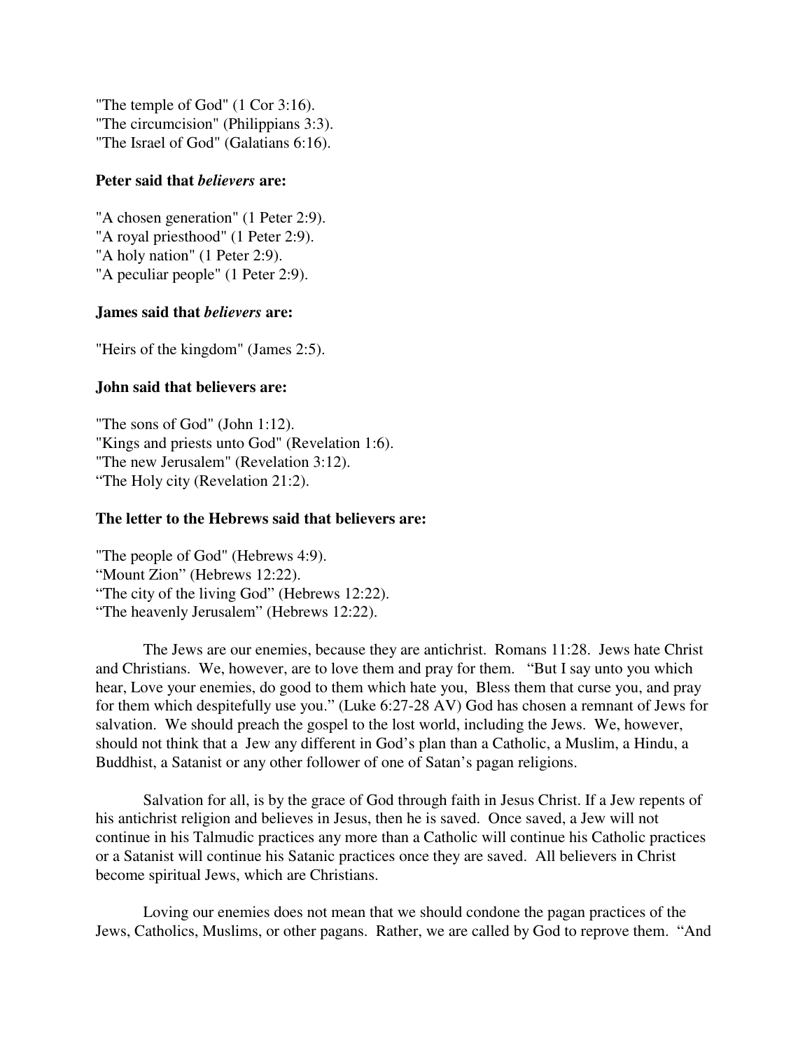"The temple of God" (1 Cor 3:16).
"The circumcision" (Philippians 3:3).
"The Israel of God" (Galatians 6:16).

**Peter said that *believers* are:**

"A chosen generation" (1 Peter 2:9).
"A royal priesthood" (1 Peter 2:9).
"A holy nation" (1 Peter 2:9).
"A peculiar people" (1 Peter 2:9).

**James said that *believers* are:**

"Heirs of the kingdom" (James 2:5).

**John said that believers are:**

"The sons of God" (John 1:12).
"Kings and priests unto God" (Revelation 1:6).
"The new Jerusalem" (Revelation 3:12).
"The Holy city (Revelation 21:2).

**The letter to the Hebrews said that believers are:**

"The people of God" (Hebrews 4:9).
"Mount Zion" (Hebrews 12:22).
"The city of the living God" (Hebrews 12:22).
"The heavenly Jerusalem" (Hebrews 12:22).

The Jews are our enemies, because they are antichrist. Romans 11:28. Jews hate Christ and Christians. We, however, are to love them and pray for them. "But I say unto you which hear, Love your enemies, do good to them which hate you, Bless them that curse you, and pray for them which despitefully use you." (Luke 6:27-28 AV) God has chosen a remnant of Jews for salvation. We should preach the gospel to the lost world, including the Jews. We, however, should not think that a Jew any different in God's plan than a Catholic, a Muslim, a Hindu, a Buddhist, a Satanist or any other follower of one of Satan's pagan religions.

Salvation for all, is by the grace of God through faith in Jesus Christ. If a Jew repents of his antichrist religion and believes in Jesus, then he is saved. Once saved, a Jew will not continue in his Talmudic practices any more than a Catholic will continue his Catholic practices or a Satanist will continue his Satanic practices once they are saved. All believers in Christ become spiritual Jews, which are Christians.

Loving our enemies does not mean that we should condone the pagan practices of the Jews, Catholics, Muslims, or other pagans. Rather, we are called by God to reprove them. "And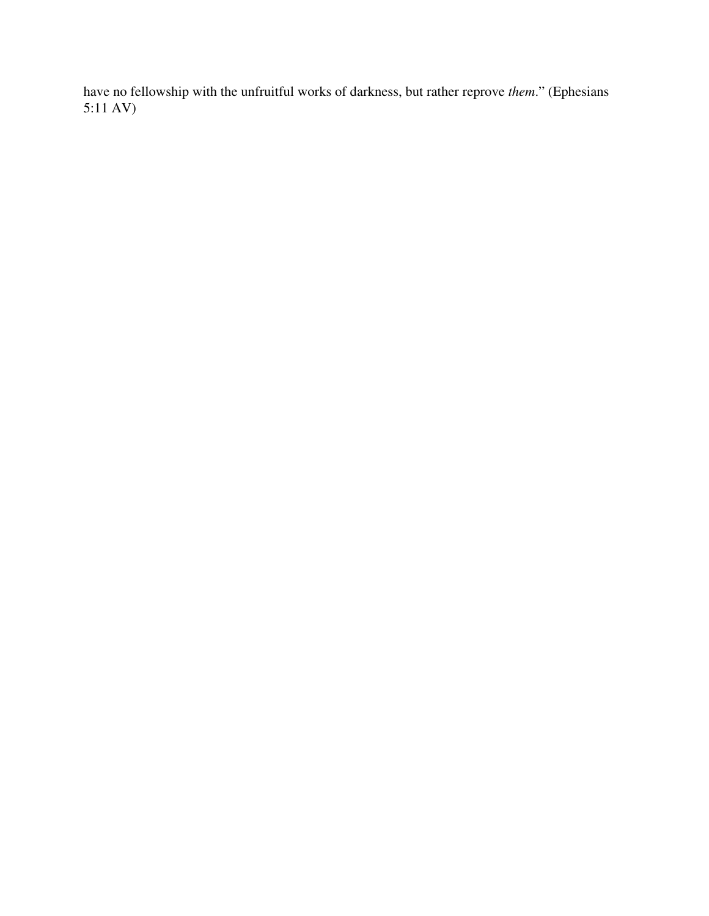have no fellowship with the unfruitful works of darkness, but rather reprove *them*." (Ephesians 5:11 AV)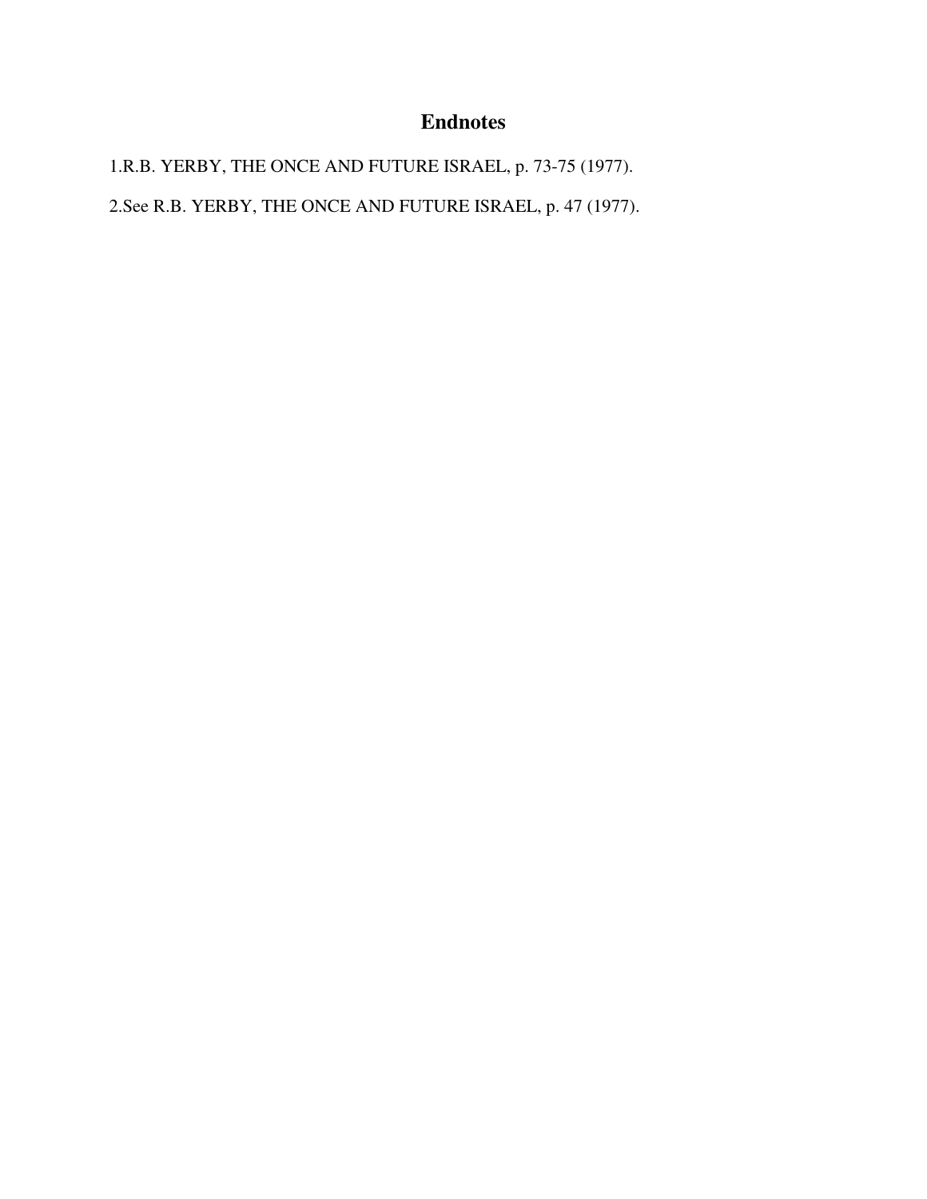## Endnotes

1.R.B. YERBY, THE ONCE AND FUTURE ISRAEL, p. 73-75 (1977).

2.See R.B. YERBY, THE ONCE AND FUTURE ISRAEL, p. 47 (1977).